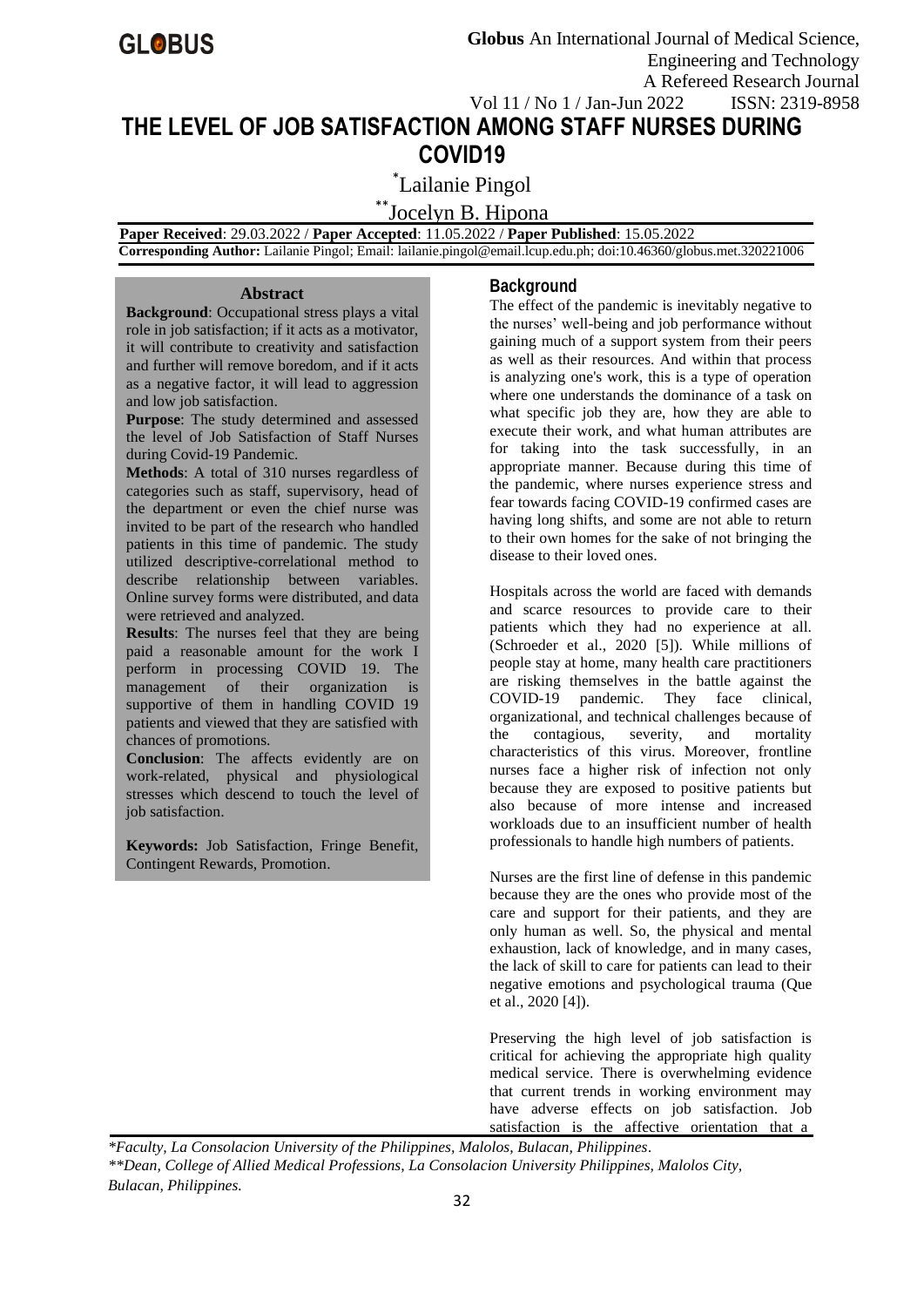# THE LEVEL OF JOB SATISFACTION AMONG STAFF NURSES DURING COVID19

*Lailanie Pingol

**Jocelyn B. Hipona

**Paper Received**: 29.03.2022 / **Paper Accepted**: 11.05.2022 / **Paper Published**: 15.05.2022

**Corresponding Author:** Lailanie Pingol; Email: lailanie.pingol@email.lcup.edu.ph; doi:10.46360/globus.met.320221006

## Abstract

**Background**: Occupational stress plays a vital role in job satisfaction; if it acts as a motivator, it will contribute to creativity and satisfaction and further will remove boredom, and if it acts as a negative factor, it will lead to aggression and low job satisfaction.

**Purpose**: The study determined and assessed the level of Job Satisfaction of Staff Nurses during Covid-19 Pandemic.

**Methods**: A total of 310 nurses regardless of categories such as staff, supervisory, head of the department or even the chief nurse was invited to be part of the research who handled patients in this time of pandemic. The study utilized descriptive-correlational method to describe relationship between variables. Online survey forms were distributed, and data were retrieved and analyzed.

**Results**: The nurses feel that they are being paid a reasonable amount for the work I perform in processing COVID 19. The management of their organization is supportive of them in handling COVID 19 patients and viewed that they are satisfied with chances of promotions.

**Conclusion**: The affects evidently are on work-related, physical and physiological stresses which descend to touch the level of job satisfaction.

**Keywords:** Job Satisfaction, Fringe Benefit, Contingent Rewards, Promotion.

## Background

The effect of the pandemic is inevitably negative to the nurses' well-being and job performance without gaining much of a support system from their peers as well as their resources. And within that process is analyzing one's work, this is a type of operation where one understands the dominance of a task on what specific job they are, how they are able to execute their work, and what human attributes are for taking into the task successfully, in an appropriate manner. Because during this time of the pandemic, where nurses experience stress and fear towards facing COVID-19 confirmed cases are having long shifts, and some are not able to return to their own homes for the sake of not bringing the disease to their loved ones.

Hospitals across the world are faced with demands and scarce resources to provide care to their patients which they had no experience at all. (Schroeder et al., 2020 [5]). While millions of people stay at home, many health care practitioners are risking themselves in the battle against the COVID-19 pandemic. They face clinical, organizational, and technical challenges because of the contagious, severity, and mortality characteristics of this virus. Moreover, frontline nurses face a higher risk of infection not only because they are exposed to positive patients but also because of more intense and increased workloads due to an insufficient number of health professionals to handle high numbers of patients.

Nurses are the first line of defense in this pandemic because they are the ones who provide most of the care and support for their patients, and they are only human as well. So, the physical and mental exhaustion, lack of knowledge, and in many cases, the lack of skill to care for patients can lead to their negative emotions and psychological trauma (Que et al., 2020 [4]).

Preserving the high level of job satisfaction is critical for achieving the appropriate high quality medical service. There is overwhelming evidence that current trends in working environment may have adverse effects on job satisfaction. Job satisfaction is the affective orientation that a

*Faculty, La Consolacion University of the Philippines, Malolos, Bulacan, Philippines.*

*\*\*Dean, College of Allied Medical Professions, La Consolacion University Philippines, Malolos City, Bulacan, Philippines.*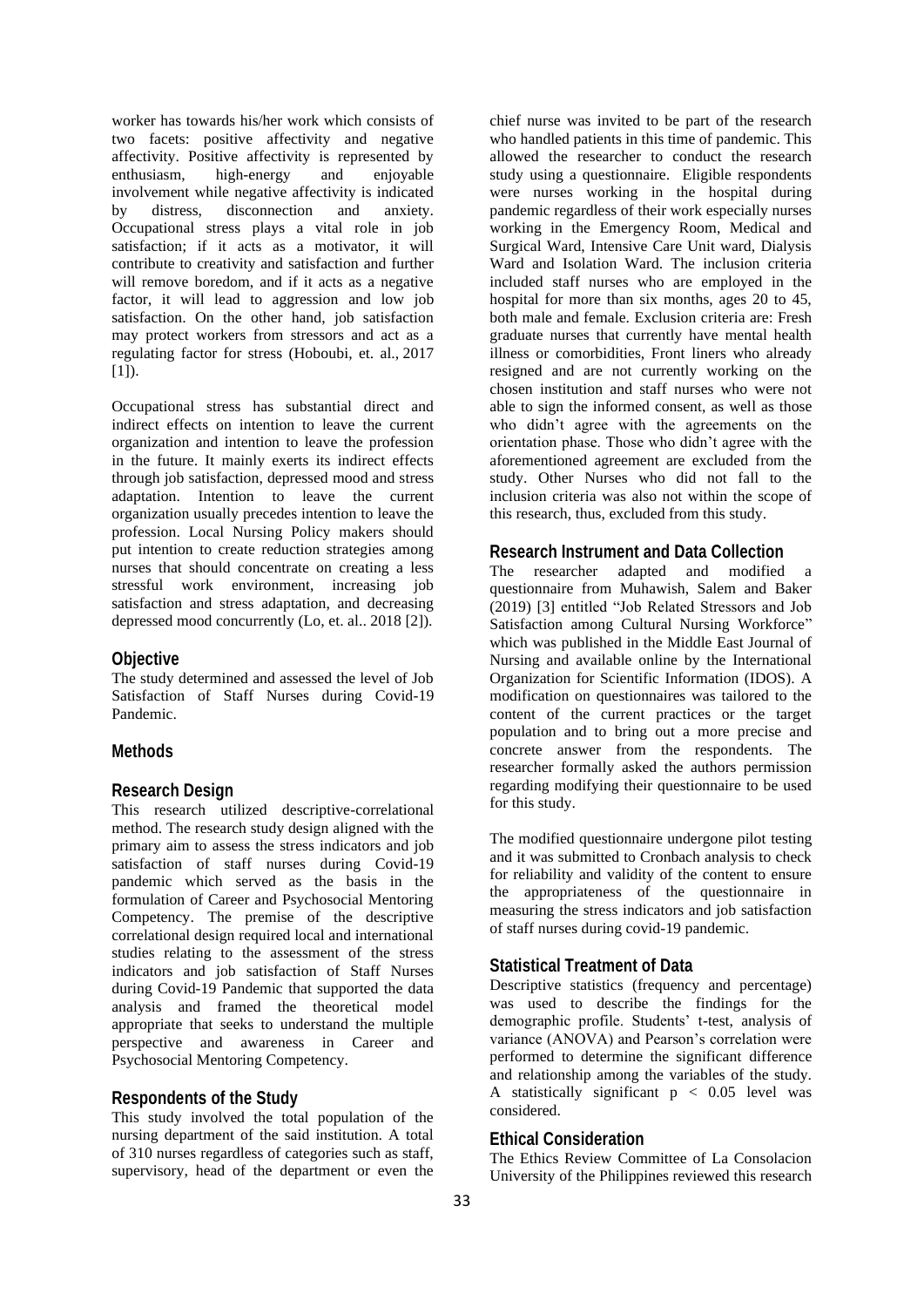worker has towards his/her work which consists of two facets: positive affectivity and negative affectivity. Positive affectivity is represented by enthusiasm, high-energy and enjoyable involvement while negative affectivity is indicated by distress, disconnection and anxiety. Occupational stress plays a vital role in job satisfaction; if it acts as a motivator, it will contribute to creativity and satisfaction and further will remove boredom, and if it acts as a negative factor, it will lead to aggression and low job satisfaction. On the other hand, job satisfaction may protect workers from stressors and act as a regulating factor for stress (Hoboubi, et. al., 2017 [1]).

Occupational stress has substantial direct and indirect effects on intention to leave the current organization and intention to leave the profession in the future. It mainly exerts its indirect effects through job satisfaction, depressed mood and stress adaptation. Intention to leave the current organization usually precedes intention to leave the profession. Local Nursing Policy makers should put intention to create reduction strategies among nurses that should concentrate on creating a less stressful work environment, increasing job satisfaction and stress adaptation, and decreasing depressed mood concurrently (Lo, et. al.. 2018 [2]).

## Objective

The study determined and assessed the level of Job Satisfaction of Staff Nurses during Covid-19 Pandemic.

## Methods

### Research Design

This research utilized descriptive-correlational method. The research study design aligned with the primary aim to assess the stress indicators and job satisfaction of staff nurses during Covid-19 pandemic which served as the basis in the formulation of Career and Psychosocial Mentoring Competency. The premise of the descriptive correlational design required local and international studies relating to the assessment of the stress indicators and job satisfaction of Staff Nurses during Covid-19 Pandemic that supported the data analysis and framed the theoretical model appropriate that seeks to understand the multiple perspective and awareness in Career and Psychosocial Mentoring Competency.

### Respondents of the Study

This study involved the total population of the nursing department of the said institution. A total of 310 nurses regardless of categories such as staff, supervisory, head of the department or even the chief nurse was invited to be part of the research who handled patients in this time of pandemic. This allowed the researcher to conduct the research study using a questionnaire. Eligible respondents were nurses working in the hospital during pandemic regardless of their work especially nurses working in the Emergency Room, Medical and Surgical Ward, Intensive Care Unit ward, Dialysis Ward and Isolation Ward. The inclusion criteria included staff nurses who are employed in the hospital for more than six months, ages 20 to 45, both male and female. Exclusion criteria are: Fresh graduate nurses that currently have mental health illness or comorbidities, Front liners who already resigned and are not currently working on the chosen institution and staff nurses who were not able to sign the informed consent, as well as those who didn't agree with the agreements on the orientation phase. Those who didn't agree with the aforementioned agreement are excluded from the study. Other Nurses who did not fall to the inclusion criteria was also not within the scope of this research, thus, excluded from this study.

### Research Instrument and Data Collection

The researcher adapted and modified a questionnaire from Muhawish, Salem and Baker (2019) [3] entitled "Job Related Stressors and Job Satisfaction among Cultural Nursing Workforce" which was published in the Middle East Journal of Nursing and available online by the International Organization for Scientific Information (IDOS). A modification on questionnaires was tailored to the content of the current practices or the target population and to bring out a more precise and concrete answer from the respondents. The researcher formally asked the authors permission regarding modifying their questionnaire to be used for this study.

The modified questionnaire undergone pilot testing and it was submitted to Cronbach analysis to check for reliability and validity of the content to ensure the appropriateness of the questionnaire in measuring the stress indicators and job satisfaction of staff nurses during covid-19 pandemic.

### Statistical Treatment of Data

Descriptive statistics (frequency and percentage) was used to describe the findings for the demographic profile. Students' t-test, analysis of variance (ANOVA) and Pearson's correlation were performed to determine the significant difference and relationship among the variables of the study. A statistically significant $p < 0.05$ level was considered.

### Ethical Consideration

The Ethics Review Committee of La Consolacion University of the Philippines reviewed this research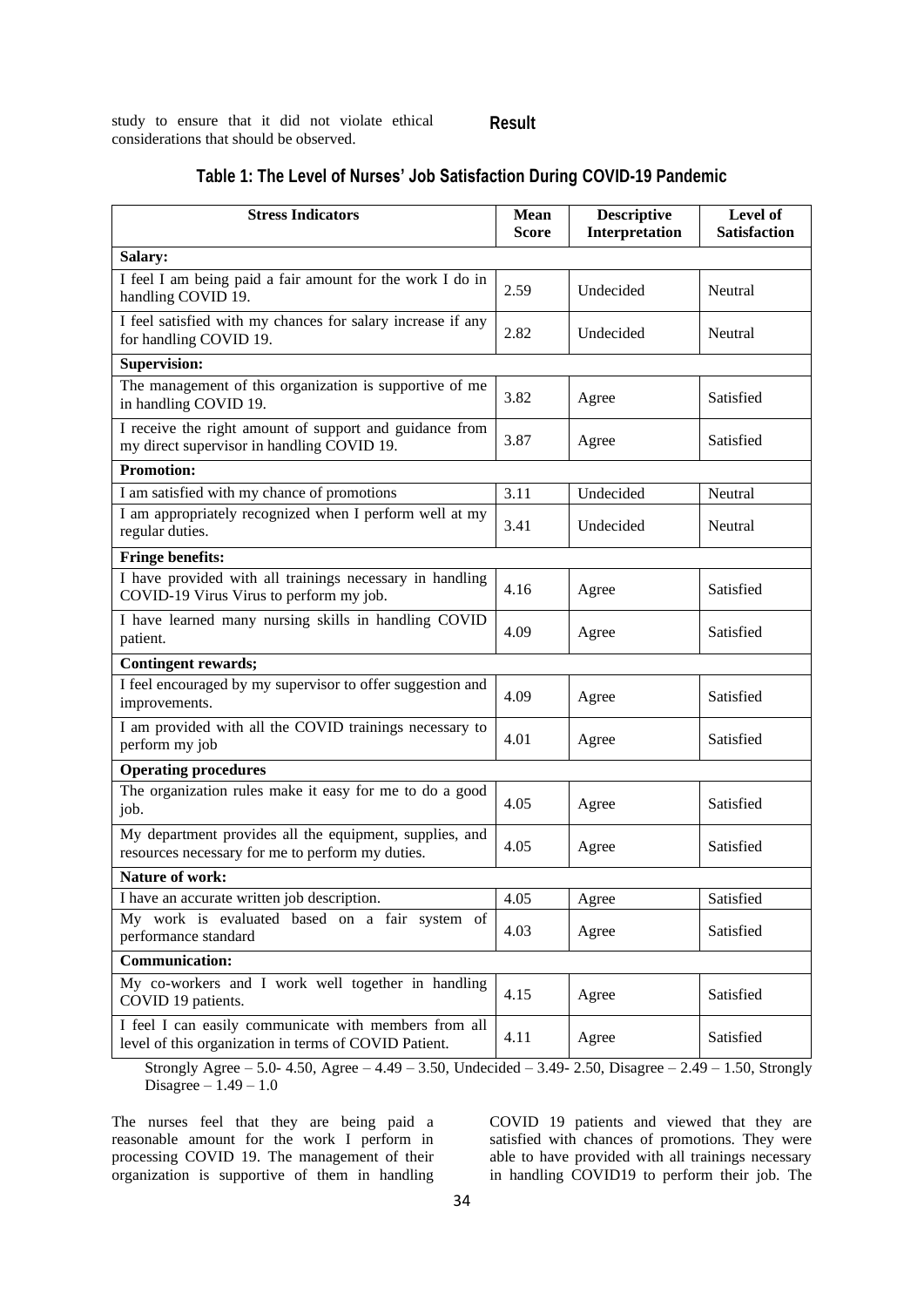study to ensure that it did not violate ethical considerations that should be observed.

## Result

**Table 1: The Level of Nurses' Job Satisfaction During COVID-19 Pandemic**

| Stress Indicators | Mean Score | Descriptive Interpretation | Level of Satisfaction |
|---|---|---|---|
| **Salary:** | | | |
| I feel I am being paid a fair amount for the work I do in handling COVID 19. | 2.59 | Undecided | Neutral |
| I feel satisfied with my chances for salary increase if any for handling COVID 19. | 2.82 | Undecided | Neutral |
| **Supervision:** | | | |
| The management of this organization is supportive of me in handling COVID 19. | 3.82 | Agree | Satisfied |
| I receive the right amount of support and guidance from my direct supervisor in handling COVID 19. | 3.87 | Agree | Satisfied |
| **Promotion:** | | | |
| I am satisfied with my chance of promotions | 3.11 | Undecided | Neutral |
| I am appropriately recognized when I perform well at my regular duties. | 3.41 | Undecided | Neutral |
| **Fringe benefits:** | | | |
| I have provided with all trainings necessary in handling COVID-19 Virus Virus to perform my job. | 4.16 | Agree | Satisfied |
| I have learned many nursing skills in handling COVID patient. | 4.09 | Agree | Satisfied |
| **Contingent rewards;** | | | |
| I feel encouraged by my supervisor to offer suggestion and improvements. | 4.09 | Agree | Satisfied |
| I am provided with all the COVID trainings necessary to perform my job | 4.01 | Agree | Satisfied |
| **Operating procedures** | | | |
| The organization rules make it easy for me to do a good job. | 4.05 | Agree | Satisfied |
| My department provides all the equipment, supplies, and resources necessary for me to perform my duties. | 4.05 | Agree | Satisfied |
| **Nature of work:** | | | |
| I have an accurate written job description. | 4.05 | Agree | Satisfied |
| My work is evaluated based on a fair system of performance standard | 4.03 | Agree | Satisfied |
| **Communication:** | | | |
| My co-workers and I work well together in handling COVID 19 patients. | 4.15 | Agree | Satisfied |
| I feel I can easily communicate with members from all level of this organization in terms of COVID Patient. | 4.11 | Agree | Satisfied |

Strongly Agree – 5.0- 4.50, Agree – 4.49 – 3.50, Undecided – 3.49- 2.50, Disagree – 2.49 – 1.50, Strongly Disagree – 1.49 – 1.0

The nurses feel that they are being paid a reasonable amount for the work I perform in processing COVID 19. The management of their organization is supportive of them in handling COVID 19 patients and viewed that they are satisfied with chances of promotions. They were able to have provided with all trainings necessary in handling COVID19 to perform their job. The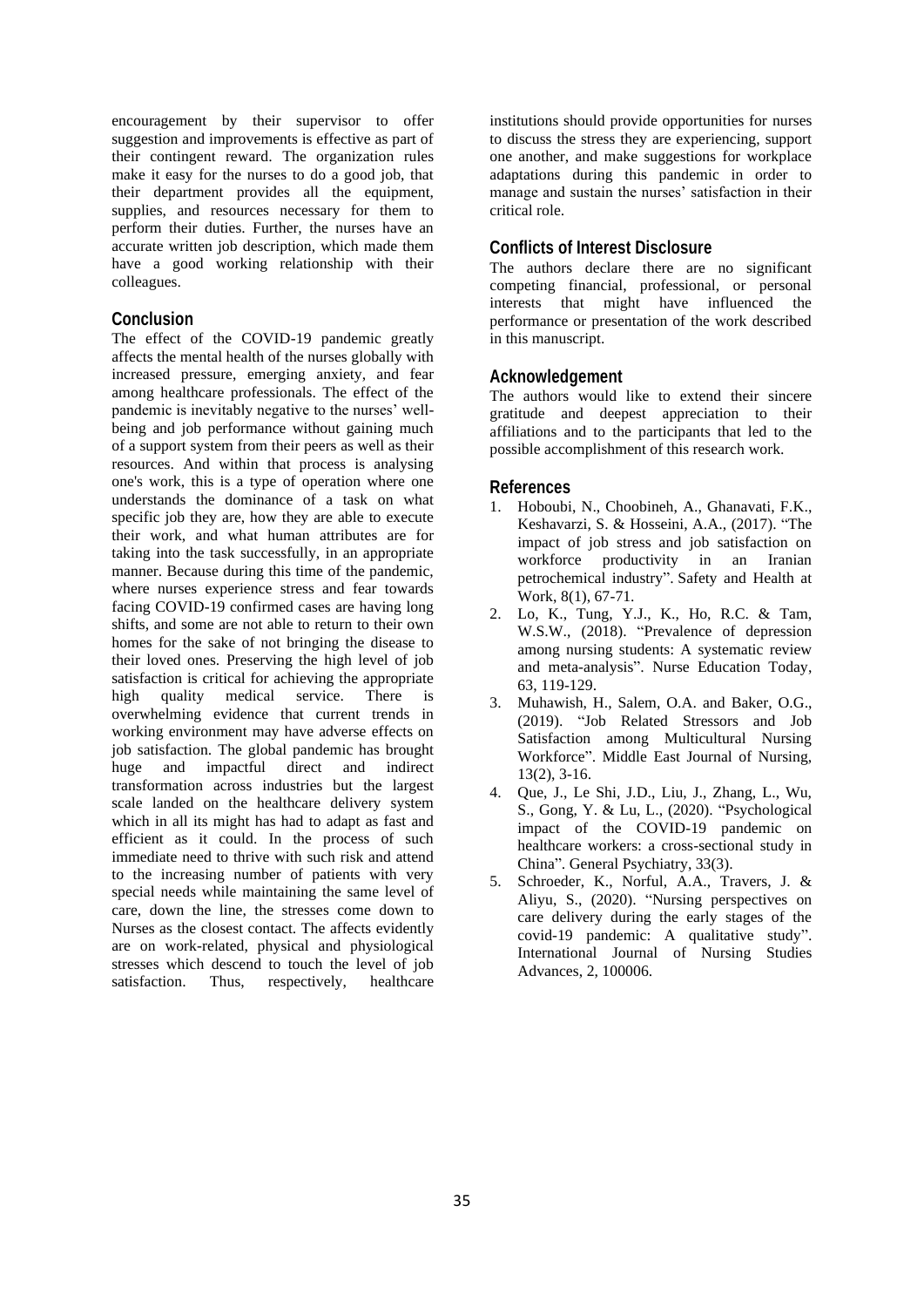encouragement by their supervisor to offer suggestion and improvements is effective as part of their contingent reward. The organization rules make it easy for the nurses to do a good job, that their department provides all the equipment, supplies, and resources necessary for them to perform their duties. Further, the nurses have an accurate written job description, which made them have a good working relationship with their colleagues.

## Conclusion

The effect of the COVID-19 pandemic greatly affects the mental health of the nurses globally with increased pressure, emerging anxiety, and fear among healthcare professionals. The effect of the pandemic is inevitably negative to the nurses' well-being and job performance without gaining much of a support system from their peers as well as their resources. And within that process is analysing one's work, this is a type of operation where one understands the dominance of a task on what specific job they are, how they are able to execute their work, and what human attributes are for taking into the task successfully, in an appropriate manner. Because during this time of the pandemic, where nurses experience stress and fear towards facing COVID-19 confirmed cases are having long shifts, and some are not able to return to their own homes for the sake of not bringing the disease to their loved ones. Preserving the high level of job satisfaction is critical for achieving the appropriate high quality medical service. There is overwhelming evidence that current trends in working environment may have adverse effects on job satisfaction. The global pandemic has brought huge and impactful direct and indirect transformation across industries but the largest scale landed on the healthcare delivery system which in all its might has had to adapt as fast and efficient as it could. In the process of such immediate need to thrive with such risk and attend to the increasing number of patients with very special needs while maintaining the same level of care, down the line, the stresses come down to Nurses as the closest contact. The affects evidently are on work-related, physical and physiological stresses which descend to touch the level of job satisfaction. Thus, respectively, healthcare institutions should provide opportunities for nurses to discuss the stress they are experiencing, support one another, and make suggestions for workplace adaptations during this pandemic in order to manage and sustain the nurses' satisfaction in their critical role.

## Conflicts of Interest Disclosure

The authors declare there are no significant competing financial, professional, or personal interests that might have influenced the performance or presentation of the work described in this manuscript.

## Acknowledgement

The authors would like to extend their sincere gratitude and deepest appreciation to their affiliations and to the participants that led to the possible accomplishment of this research work.

## References

1. Hoboubi, N., Choobineh, A., Ghanavati, F.K., Keshavarzi, S. & Hosseini, A.A., (2017). "The impact of job stress and job satisfaction on workforce productivity in an Iranian petrochemical industry". Safety and Health at Work, 8(1), 67-71.
2. Lo, K., Tung, Y.J., K., Ho, R.C. & Tam, W.S.W., (2018). "Prevalence of depression among nursing students: A systematic review and meta-analysis". Nurse Education Today, 63, 119-129.
3. Muhawish, H., Salem, O.A. and Baker, O.G., (2019). "Job Related Stressors and Job Satisfaction among Multicultural Nursing Workforce". Middle East Journal of Nursing, 13(2), 3-16.
4. Que, J., Le Shi, J.D., Liu, J., Zhang, L., Wu, S., Gong, Y. & Lu, L., (2020). "Psychological impact of the COVID-19 pandemic on healthcare workers: a cross-sectional study in China". General Psychiatry, 33(3).
5. Schroeder, K., Norful, A.A., Travers, J. & Aliyu, S., (2020). "Nursing perspectives on care delivery during the early stages of the covid-19 pandemic: A qualitative study". International Journal of Nursing Studies Advances, 2, 100006.